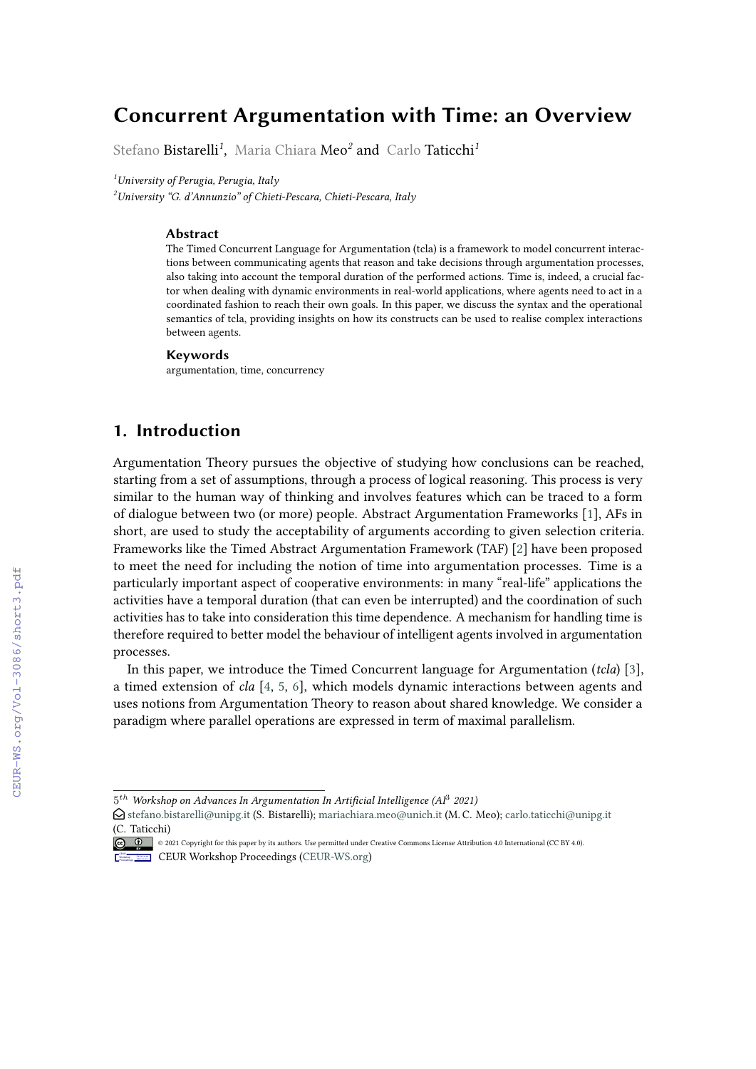# Concurrent Argumentation with Time: an Overview

Stefano Bistarelli[1], Maria Chiara Meo[2] and Carlo Taticchi[1]

[1]University of Perugia, Perugia, Italy
[2]University "G. d'Annunzio" of Chieti-Pescara, Chieti-Pescara, Italy

### Abstract

The Timed Concurrent Language for Argumentation (tcla) is a framework to model concurrent interactions between communicating agents that reason and take decisions through argumentation processes, also taking into account the temporal duration of the performed actions. Time is, indeed, a crucial factor when dealing with dynamic environments in real-world applications, where agents need to act in a coordinated fashion to reach their own goals. In this paper, we discuss the syntax and the operational semantics of tcla, providing insights on how its constructs can be used to realise complex interactions between agents.

### Keywords

argumentation, time, concurrency

## 1. Introduction

Argumentation Theory pursues the objective of studying how conclusions can be reached, starting from a set of assumptions, through a process of logical reasoning. This process is very similar to the human way of thinking and involves features which can be traced to a form of dialogue between two (or more) people. Abstract Argumentation Frameworks [1], AFs in short, are used to study the acceptability of arguments according to given selection criteria. Frameworks like the Timed Abstract Argumentation Framework (TAF) [2] have been proposed to meet the need for including the notion of time into argumentation processes. Time is a particularly important aspect of cooperative environments: in many "real-life" applications the activities have a temporal duration (that can even be interrupted) and the coordination of such activities has to take into consideration this time dependence. A mechanism for handling time is therefore required to better model the behaviour of intelligent agents involved in argumentation processes.

In this paper, we introduce the Timed Concurrent language for Argumentation (*tcla*) [3], a timed extension of *cla* [4, 5, 6], which models dynamic interactions between agents and uses notions from Argumentation Theory to reason about shared knowledge. We consider a paradigm where parallel operations are expressed in term of maximal parallelism.

---

$5^{th}$ *Workshop on Advances In Argumentation In Artificial Intelligence (AI$^3$ 2021)*

stefano.bistarelli@unipg.it (S. Bistarelli); mariachiara.meo@unich.it (M. C. Meo); carlo.taticchi@unipg.it (C. Taticchi)

© 2021 Copyright for this paper by its authors. Use permitted under Creative Commons License Attribution 4.0 International (CC BY 4.0).

CEUR Workshop Proceedings (CEUR-WS.org)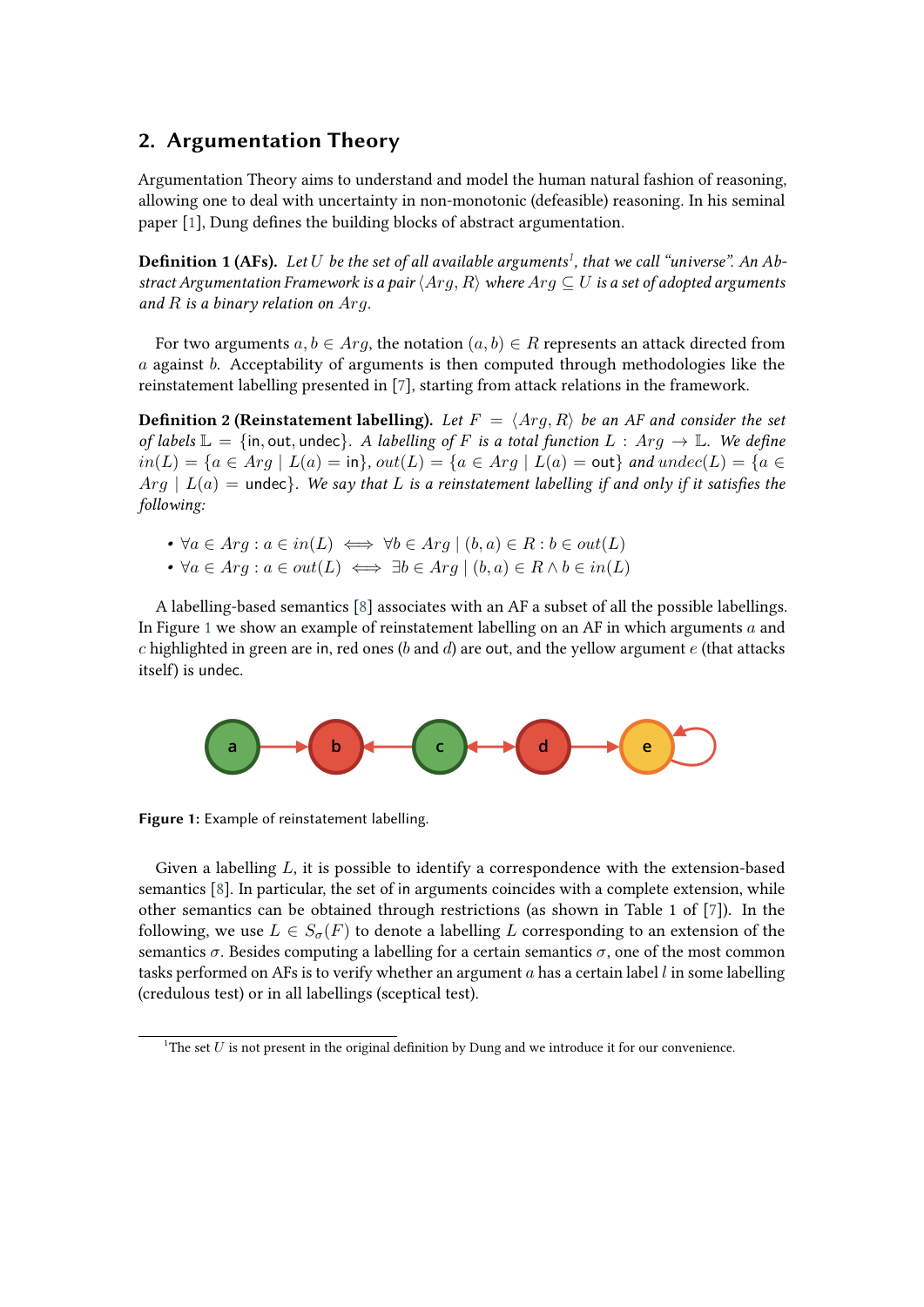## 2. Argumentation Theory

Argumentation Theory aims to understand and model the human natural fashion of reasoning, allowing one to deal with uncertainty in non-monotonic (defeasible) reasoning. In his seminal paper [1], Dung defines the building blocks of abstract argumentation.

**Definition 1 (AFs).** *Let $U$ be the set of all available arguments*[1]*, that we call "universe". An Abstract Argumentation Framework is a pair $\langle Arg, R\rangle$ where $Arg \subseteq U$ is a set of adopted arguments and $R$ is a binary relation on $Arg$.*

For two arguments $a, b \in Arg$, the notation $(a, b) \in R$ represents an attack directed from $a$ against $b$. Acceptability of arguments is then computed through methodologies like the reinstatement labelling presented in [7], starting from attack relations in the framework.

**Definition 2 (Reinstatement labelling).** *Let $F = \langle Arg, R\rangle$ be an AF and consider the set of labels $\mathbb{L} = \{\mathsf{in}, \mathsf{out}, \mathsf{undec}\}$. A labelling of $F$ is a total function $L : Arg \rightarrow \mathbb{L}$. We define $in(L) = \{a \in Arg \mid L(a) = \mathsf{in}\}$, $out(L) = \{a \in Arg \mid L(a) = \mathsf{out}\}$ and $undec(L) = \{a \in Arg \mid L(a) = \mathsf{undec}\}$. We say that $L$ is a reinstatement labelling if and only if it satisfies the following:*

- $\forall a \in Arg : a \in in(L) \iff \forall b \in Arg \mid (b, a) \in R : b \in out(L)$
- $\forall a \in Arg : a \in out(L) \iff \exists b \in Arg \mid (b, a) \in R \wedge b \in in(L)$

A labelling-based semantics [8] associates with an AF a subset of all the possible labellings. In Figure 1 we show an example of reinstatement labelling on an AF in which arguments $a$ and $c$ highlighted in green are in, red ones ($b$ and $d$) are out, and the yellow argument $e$ (that attacks itself) is undec.

**Figure 1:** Example of reinstatement labelling.

Given a labelling $L$, it is possible to identify a correspondence with the extension-based semantics [8]. In particular, the set of in arguments coincides with a complete extension, while other semantics can be obtained through restrictions (as shown in Table 1 of [7]). In the following, we use $L \in S_\sigma(F)$ to denote a labelling $L$ corresponding to an extension of the semantics $\sigma$. Besides computing a labelling for a certain semantics $\sigma$, one of the most common tasks performed on AFs is to verify whether an argument $a$ has a certain label $l$ in some labelling (credulous test) or in all labellings (sceptical test).

[1] The set $U$ is not present in the original definition by Dung and we introduce it for our convenience.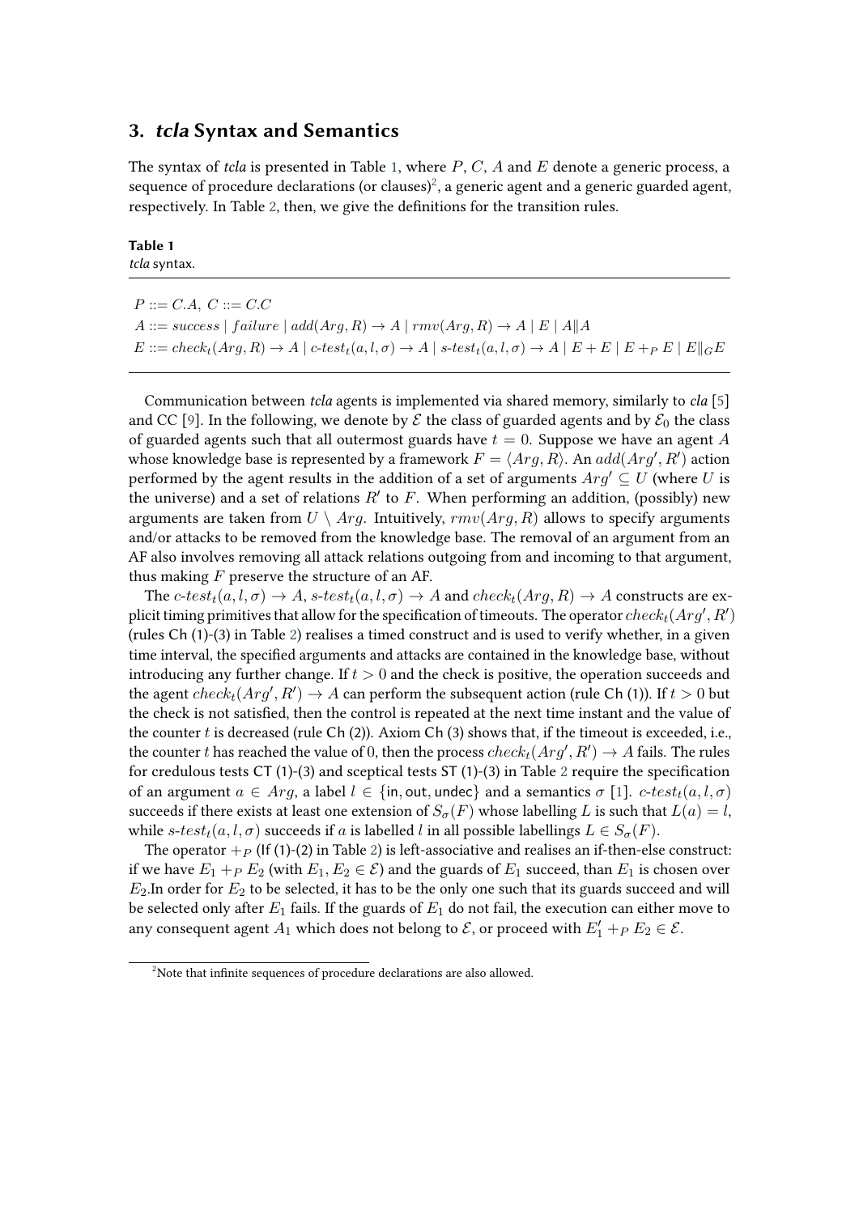## 3. *tcla* Syntax and Semantics

The syntax of *tcla* is presented in Table 1, where $P$, $C$, $A$ and $E$ denote a generic process, a sequence of procedure declarations (or clauses)[2], a generic agent and a generic guarded agent, respectively. In Table 2, then, we give the definitions for the transition rules.

**Table 1**
*tcla* syntax.

$$P ::= C.A, \ C ::= C.C$$
$$A ::= success \mid failure \mid add(Arg, R) \to A \mid rmv(Arg, R) \to A \mid E \mid A \| A$$
$$E ::= check_t(Arg, R) \to A \mid c\text{-}test_t(a, l, \sigma) \to A \mid s\text{-}test_t(a, l, \sigma) \to A \mid E + E \mid E +_P E \mid E \|_G E$$

Communication between *tcla* agents is implemented via shared memory, similarly to *cla* [5] and CC [9]. In the following, we denote by $\mathcal{E}$ the class of guarded agents and by $\mathcal{E}_0$ the class of guarded agents such that all outermost guards have $t = 0$. Suppose we have an agent $A$ whose knowledge base is represented by a framework $F = \langle Arg, R \rangle$. An $add(Arg', R')$ action performed by the agent results in the addition of a set of arguments $Arg' \subseteq U$ (where $U$ is the universe) and a set of relations $R'$ to $F$. When performing an addition, (possibly) new arguments are taken from $U \setminus Arg$. Intuitively, $rmv(Arg, R)$ allows to specify arguments and/or attacks to be removed from the knowledge base. The removal of an argument from an AF also involves removing all attack relations outgoing from and incoming to that argument, thus making $F$ preserve the structure of an AF.

The $c\text{-}test_t(a, l, \sigma) \to A$, $s\text{-}test_t(a, l, \sigma) \to A$ and $check_t(Arg, R) \to A$ constructs are explicit timing primitives that allow for the specification of timeouts. The operator $check_t(Arg', R')$ (rules Ch (1)-(3) in Table 2) realises a timed construct and is used to verify whether, in a given time interval, the specified arguments and attacks are contained in the knowledge base, without introducing any further change. If $t > 0$ and the check is positive, the operation succeeds and the agent $check_t(Arg', R') \to A$ can perform the subsequent action (rule Ch (1)). If $t > 0$ but the check is not satisfied, then the control is repeated at the next time instant and the value of the counter $t$ is decreased (rule Ch (2)). Axiom Ch (3) shows that, if the timeout is exceeded, i.e., the counter $t$ has reached the value of 0, then the process $check_t(Arg', R') \to A$ fails. The rules for credulous tests CT (1)-(3) and sceptical tests ST (1)-(3) in Table 2 require the specification of an argument $a \in Arg$, a label $l \in \{\mathsf{in}, \mathsf{out}, \mathsf{undec}\}$ and a semantics $\sigma$ [1]. $c\text{-}test_t(a, l, \sigma)$ succeeds if there exists at least one extension of $S_\sigma(F)$ whose labelling $L$ is such that $L(a) = l$, while $s\text{-}test_t(a, l, \sigma)$ succeeds if $a$ is labelled $l$ in all possible labellings $L \in S_\sigma(F)$.

The operator $+_P$ (If (1)-(2) in Table 2) is left-associative and realises an if-then-else construct: if we have $E_1 +_P E_2$ (with $E_1, E_2 \in \mathcal{E}$) and the guards of $E_1$ succeed, than $E_1$ is chosen over $E_2$.In order for $E_2$ to be selected, it has to be the only one such that its guards succeed and will be selected only after $E_1$ fails. If the guards of $E_1$ do not fail, the execution can either move to any consequent agent $A_1$ which does not belong to $\mathcal{E}$, or proceed with $E_1' +_P E_2 \in \mathcal{E}$.

[2] Note that infinite sequences of procedure declarations are also allowed.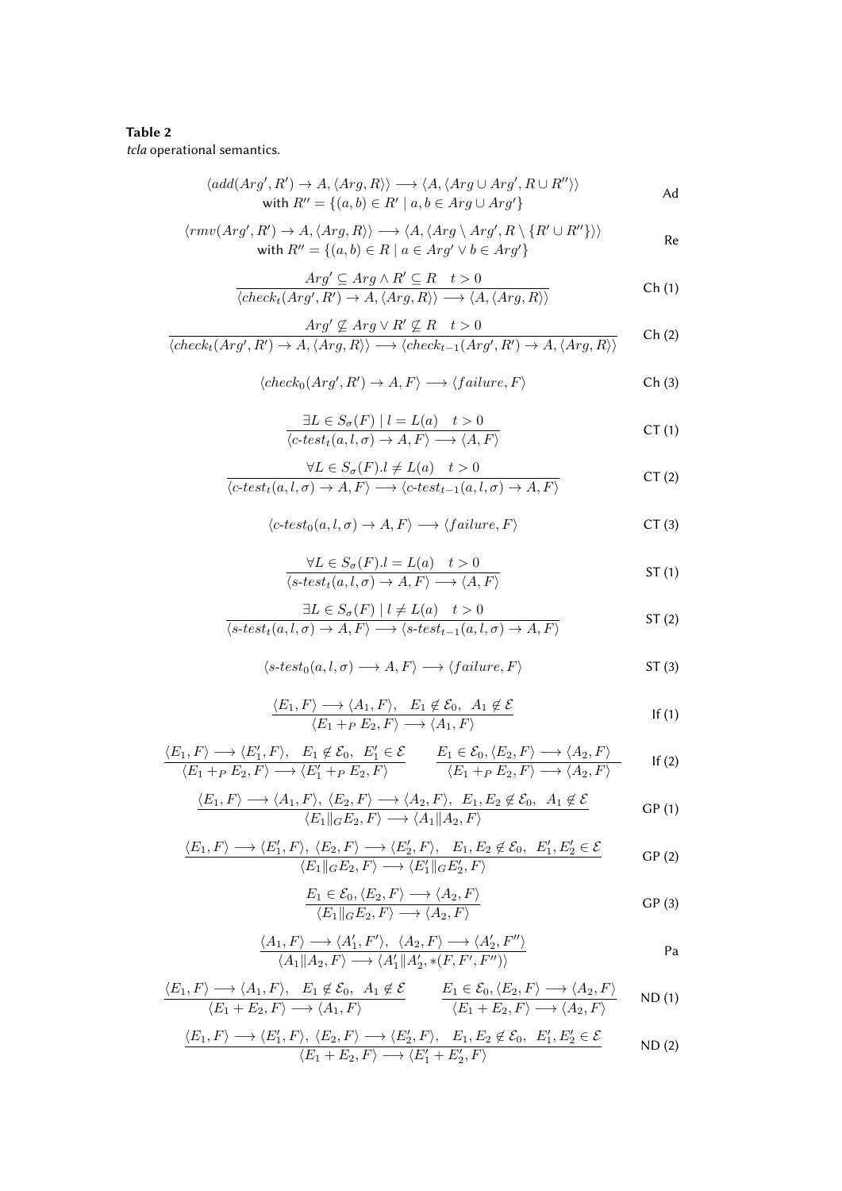**Table 2**
*tcla* operational semantics.

$$\langle add(Arg', R') \to A, \langle Arg, R\rangle\rangle \longrightarrow \langle A, \langle Arg \cup Arg', R \cup R''\rangle\rangle \quad \text{with } R'' = \{(a,b) \in R' \mid a, b \in Arg \cup Arg'\} \tag{Ad}$$

$$\langle rmv(Arg', R') \to A, \langle Arg, R\rangle\rangle \longrightarrow \langle A, \langle Arg \setminus Arg', R \setminus \{R' \cup R''\}\rangle\rangle \quad \text{with } R'' = \{(a,b) \in R \mid a \in Arg' \lor b \in Arg'\} \tag{Re}$$

$$\frac{Arg' \subseteq Arg \land R' \subseteq R \quad t > 0}{\langle check_t(Arg', R') \to A, \langle Arg, R\rangle\rangle \longrightarrow \langle A, \langle Arg, R\rangle\rangle} \tag{Ch (1)}$$

$$\frac{Arg' \not\subseteq Arg \lor R' \not\subseteq R \quad t > 0}{\langle check_t(Arg', R') \to A, \langle Arg, R\rangle\rangle \longrightarrow \langle check_{t-1}(Arg', R') \to A, \langle Arg, R\rangle\rangle} \tag{Ch (2)}$$

$$\langle check_0(Arg', R') \to A, F\rangle \longrightarrow \langle failure, F\rangle \tag{Ch (3)}$$

$$\frac{\exists L \in S_\sigma(F) \mid l = L(a) \quad t > 0}{\langle c\text{-}test_t(a, l, \sigma) \to A, F\rangle \longrightarrow \langle A, F\rangle} \tag{CT (1)}$$

$$\frac{\forall L \in S_\sigma(F).l \neq L(a) \quad t > 0}{\langle c\text{-}test_t(a, l, \sigma) \to A, F\rangle \longrightarrow \langle c\text{-}test_{t-1}(a, l, \sigma) \to A, F\rangle} \tag{CT (2)}$$

$$\langle c\text{-}test_0(a, l, \sigma) \to A, F\rangle \longrightarrow \langle failure, F\rangle \tag{CT (3)}$$

$$\frac{\forall L \in S_\sigma(F).l = L(a) \quad t > 0}{\langle s\text{-}test_t(a, l, \sigma) \to A, F\rangle \longrightarrow \langle A, F\rangle} \tag{ST (1)}$$

$$\frac{\exists L \in S_\sigma(F) \mid l \neq L(a) \quad t > 0}{\langle s\text{-}test_t(a, l, \sigma) \to A, F\rangle \longrightarrow \langle s\text{-}test_{t-1}(a, l, \sigma) \to A, F\rangle} \tag{ST (2)}$$

$$\langle s\text{-}test_0(a, l, \sigma) \longrightarrow A, F\rangle \longrightarrow \langle failure, F\rangle \tag{ST (3)}$$

$$\frac{\langle E_1, F\rangle \longrightarrow \langle A_1, F\rangle, \quad E_1 \notin \mathcal{E}_0, \quad A_1 \notin \mathcal{E}}{\langle E_1 +_P E_2, F\rangle \longrightarrow \langle A_1, F\rangle} \tag{If (1)}$$

$$\frac{\langle E_1, F\rangle \longrightarrow \langle E_1', F\rangle, \quad E_1 \notin \mathcal{E}_0, \quad E_1' \in \mathcal{E}}{\langle E_1 +_P E_2, F\rangle \longrightarrow \langle E_1' +_P E_2, F\rangle} \qquad \frac{E_1 \in \mathcal{E}_0, \langle E_2, F\rangle \longrightarrow \langle A_2, F\rangle}{\langle E_1 +_P E_2, F\rangle \longrightarrow \langle A_2, F\rangle} \tag{If (2)}$$

$$\frac{\langle E_1, F\rangle \longrightarrow \langle A_1, F\rangle, \ \langle E_2, F\rangle \longrightarrow \langle A_2, F\rangle, \ E_1, E_2 \notin \mathcal{E}_0, \ A_1 \notin \mathcal{E}}{\langle E_1 \|_G E_2, F\rangle \longrightarrow \langle A_1 \| A_2, F\rangle} \tag{GP (1)}$$

$$\frac{\langle E_1, F\rangle \longrightarrow \langle E_1', F\rangle, \ \langle E_2, F\rangle \longrightarrow \langle E_2', F\rangle, \quad E_1, E_2 \notin \mathcal{E}_0, \ E_1', E_2' \in \mathcal{E}}{\langle E_1 \|_G E_2, F\rangle \longrightarrow \langle E_1' \|_G E_2', F\rangle} \tag{GP (2)}$$

$$\frac{E_1 \in \mathcal{E}_0, \langle E_2, F\rangle \longrightarrow \langle A_2, F\rangle}{\langle E_1 \|_G E_2, F\rangle \longrightarrow \langle A_2, F\rangle} \tag{GP (3)}$$

$$\frac{\langle A_1, F\rangle \longrightarrow \langle A_1', F'\rangle, \ \langle A_2, F\rangle \longrightarrow \langle A_2', F''\rangle}{\langle A_1 \| A_2, F\rangle \longrightarrow \langle A_1' \| A_2', *(F, F', F'')\rangle} \tag{Pa}$$

$$\frac{\langle E_1, F\rangle \longrightarrow \langle A_1, F\rangle, \quad E_1 \notin \mathcal{E}_0, \ A_1 \notin \mathcal{E}}{\langle E_1 + E_2, F\rangle \longrightarrow \langle A_1, F\rangle} \qquad \frac{E_1 \in \mathcal{E}_0, \langle E_2, F\rangle \longrightarrow \langle A_2, F\rangle}{\langle E_1 + E_2, F\rangle \longrightarrow \langle A_2, F\rangle} \tag{ND (1)}$$

$$\frac{\langle E_1, F\rangle \longrightarrow \langle E_1', F\rangle, \ \langle E_2, F\rangle \longrightarrow \langle E_2', F\rangle, \quad E_1, E_2 \notin \mathcal{E}_0, \ E_1', E_2' \in \mathcal{E}}{\langle E_1 + E_2, F\rangle \longrightarrow \langle E_1' + E_2', F\rangle} \tag{ND (2)}$$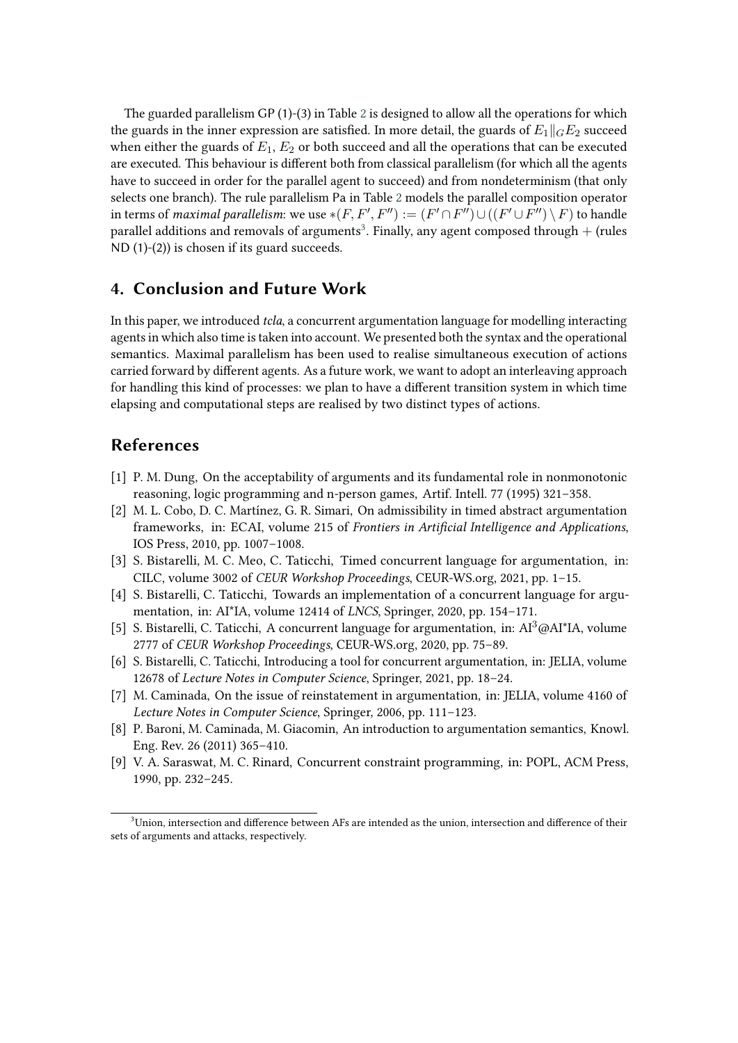The guarded parallelism GP (1)-(3) in Table 2 is designed to allow all the operations for which the guards in the inner expression are satisfied. In more detail, the guards of $E_1 \|_G E_2$ succeed when either the guards of $E_1$, $E_2$ or both succeed and all the operations that can be executed are executed. This behaviour is different both from classical parallelism (for which all the agents have to succeed in order for the parallel agent to succeed) and from nondeterminism (that only selects one branch). The rule parallelism Pa in Table 2 models the parallel composition operator in terms of *maximal parallelism*: we use $*(F, F', F'') := (F' \cap F'') \cup ((F' \cup F'') \setminus F)$ to handle parallel additions and removals of arguments[3]. Finally, any agent composed through $+$ (rules ND (1)-(2)) is chosen if its guard succeeds.

## 4. Conclusion and Future Work

In this paper, we introduced *tcla*, a concurrent argumentation language for modelling interacting agents in which also time is taken into account. We presented both the syntax and the operational semantics. Maximal parallelism has been used to realise simultaneous execution of actions carried forward by different agents. As a future work, we want to adopt an interleaving approach for handling this kind of processes: we plan to have a different transition system in which time elapsing and computational steps are realised by two distinct types of actions.

## References

[1] P. M. Dung, On the acceptability of arguments and its fundamental role in nonmonotonic reasoning, logic programming and n-person games, Artif. Intell. 77 (1995) 321–358.

[2] M. L. Cobo, D. C. Martínez, G. R. Simari, On admissibility in timed abstract argumentation frameworks, in: ECAI, volume 215 of *Frontiers in Artificial Intelligence and Applications*, IOS Press, 2010, pp. 1007–1008.

[3] S. Bistarelli, M. C. Meo, C. Taticchi, Timed concurrent language for argumentation, in: CILC, volume 3002 of *CEUR Workshop Proceedings*, CEUR-WS.org, 2021, pp. 1–15.

[4] S. Bistarelli, C. Taticchi, Towards an implementation of a concurrent language for argumentation, in: AI*IA, volume 12414 of *LNCS*, Springer, 2020, pp. 154–171.

[5] S. Bistarelli, C. Taticchi, A concurrent language for argumentation, in: AI³@AI*IA, volume 2777 of *CEUR Workshop Proceedings*, CEUR-WS.org, 2020, pp. 75–89.

[6] S. Bistarelli, C. Taticchi, Introducing a tool for concurrent argumentation, in: JELIA, volume 12678 of *Lecture Notes in Computer Science*, Springer, 2021, pp. 18–24.

[7] M. Caminada, On the issue of reinstatement in argumentation, in: JELIA, volume 4160 of *Lecture Notes in Computer Science*, Springer, 2006, pp. 111–123.

[8] P. Baroni, M. Caminada, M. Giacomin, An introduction to argumentation semantics, Knowl. Eng. Rev. 26 (2011) 365–410.

[9] V. A. Saraswat, M. C. Rinard, Concurrent constraint programming, in: POPL, ACM Press, 1990, pp. 232–245.

[3] Union, intersection and difference between AFs are intended as the union, intersection and difference of their sets of arguments and attacks, respectively.